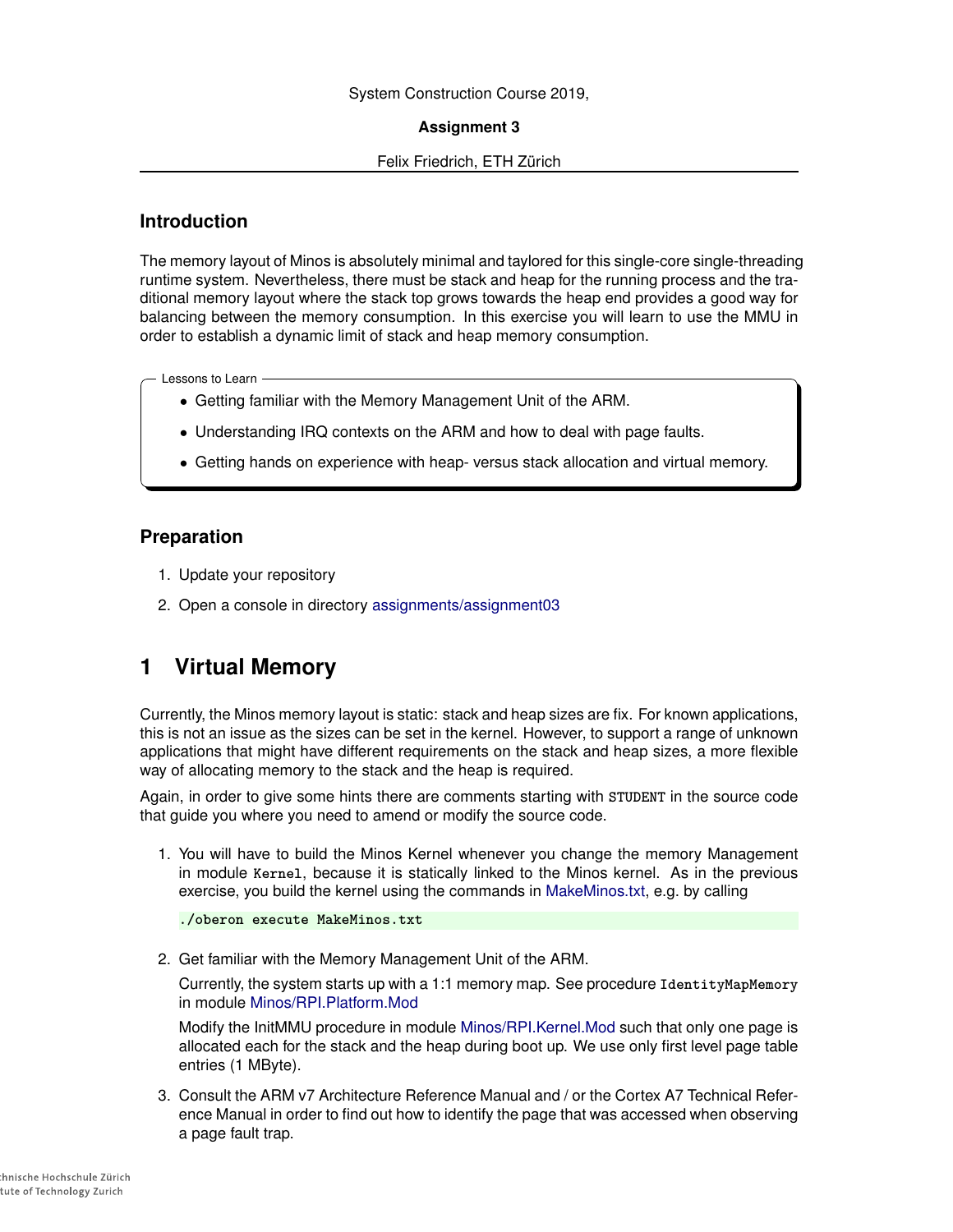System Construction Course 2019,

**Assignment 3**

Felix Friedrich, ETH Zürich

## Introduction

The memory layout of Minos is absolutely minimal and taylored for this single-core single-threading runtime system. Nevertheless, there must be stack and heap for the running process and the traditional memory layout where the stack top grows towards the heap end provides a good way for balancing between the memory consumption. In this exercise you will learn to use the MMU in order to establish a dynamic limit of stack and heap memory consumption.

> Lessons to Learn
>
> - Getting familiar with the Memory Management Unit of the ARM.
> - Understanding IRQ contexts on the ARM and how to deal with page faults.
> - Getting hands on experience with heap- versus stack allocation and virtual memory.

## Preparation

1. Update your repository
2. Open a console in directory assignments/assignment03

# 1 Virtual Memory

Currently, the Minos memory layout is static: stack and heap sizes are fix. For known applications, this is not an issue as the sizes can be set in the kernel. However, to support a range of unknown applications that might have different requirements on the stack and heap sizes, a more flexible way of allocating memory to the stack and the heap is required.

Again, in order to give some hints there are comments starting with `STUDENT` in the source code that guide you where you need to amend or modify the source code.

1. You will have to build the Minos Kernel whenever you change the memory Management in module `Kernel`, because it is statically linked to the Minos kernel. As in the previous exercise, you build the kernel using the commands in MakeMinos.txt, e.g. by calling

   ```
   ./oberon execute MakeMinos.txt
   ```

2. Get familiar with the Memory Management Unit of the ARM.

   Currently, the system starts up with a 1:1 memory map. See procedure `IdentityMapMemory` in module Minos/RPI.Platform.Mod

   Modify the InitMMU procedure in module Minos/RPI.Kernel.Mod such that only one page is allocated each for the stack and the heap during boot up. We use only first level page table entries (1 MByte).

3. Consult the ARM v7 Architecture Reference Manual and / or the Cortex A7 Technical Reference Manual in order to find out how to identify the page that was accessed when observing a page fault trap.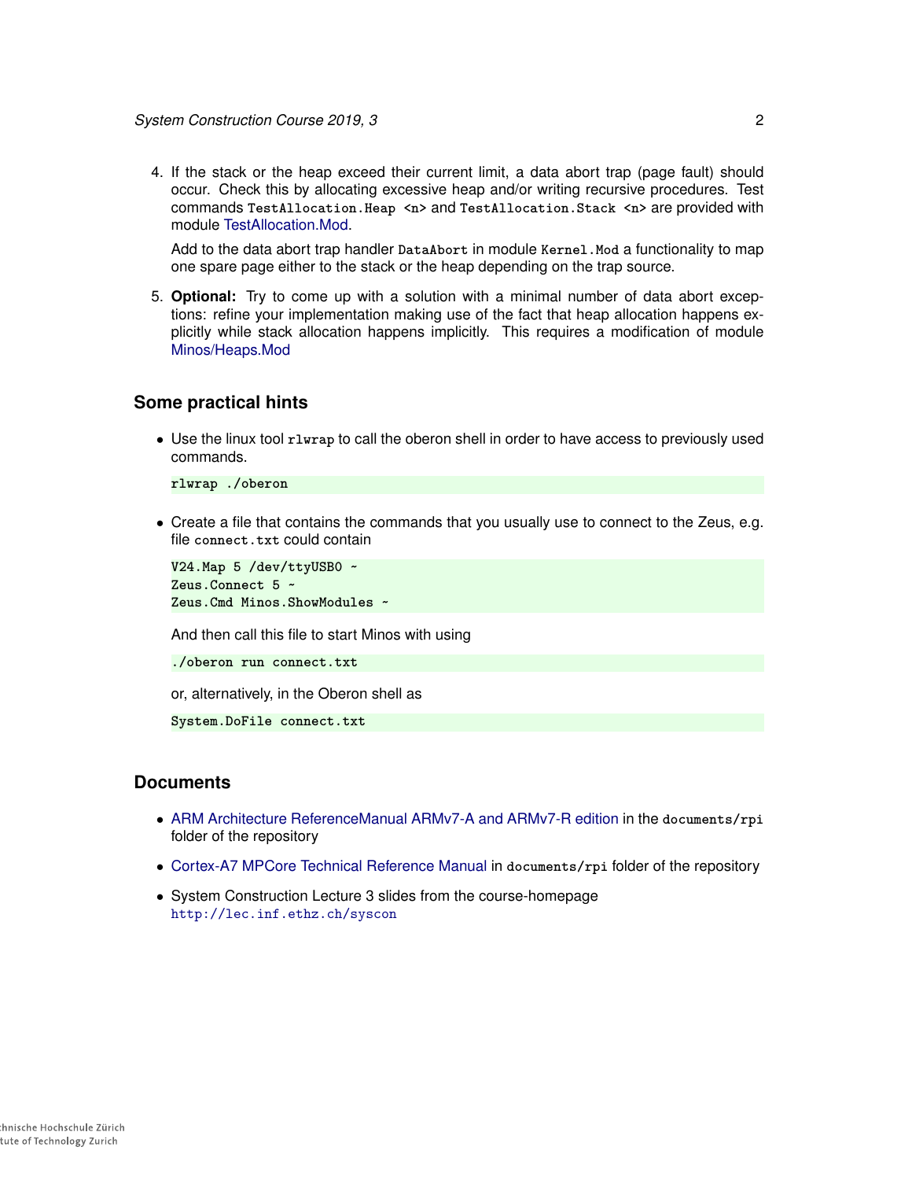4. If the stack or the heap exceed their current limit, a data abort trap (page fault) should occur. Check this by allocating excessive heap and/or writing recursive procedures. Test commands `TestAllocation.Heap <n>` and `TestAllocation.Stack <n>` are provided with module TestAllocation.Mod.

   Add to the data abort trap handler `DataAbort` in module `Kernel.Mod` a functionality to map one spare page either to the stack or the heap depending on the trap source.

5. **Optional:** Try to come up with a solution with a minimal number of data abort exceptions: refine your implementation making use of the fact that heap allocation happens explicitly while stack allocation happens implicitly. This requires a modification of module Minos/Heaps.Mod

## Some practical hints

- Use the linux tool `rlwrap` to call the oberon shell in order to have access to previously used commands.

  ```
  rlwrap ./oberon
  ```

- Create a file that contains the commands that you usually use to connect to the Zeus, e.g. file `connect.txt` could contain

  ```
  V24.Map 5 /dev/ttyUSB0 ~
  Zeus.Connect 5 ~
  Zeus.Cmd Minos.ShowModules ~
  ```

  And then call this file to start Minos with using

  ```
  ./oberon run connect.txt
  ```

  or, alternatively, in the Oberon shell as

  ```
  System.DoFile connect.txt
  ```

## Documents

- ARM Architecture ReferenceManual ARMv7-A and ARMv7-R edition in the `documents/rpi` folder of the repository
- Cortex-A7 MPCore Technical Reference Manual in `documents/rpi` folder of the repository
- System Construction Lecture 3 slides from the course-homepage
  `http://lec.inf.ethz.ch/syscon`